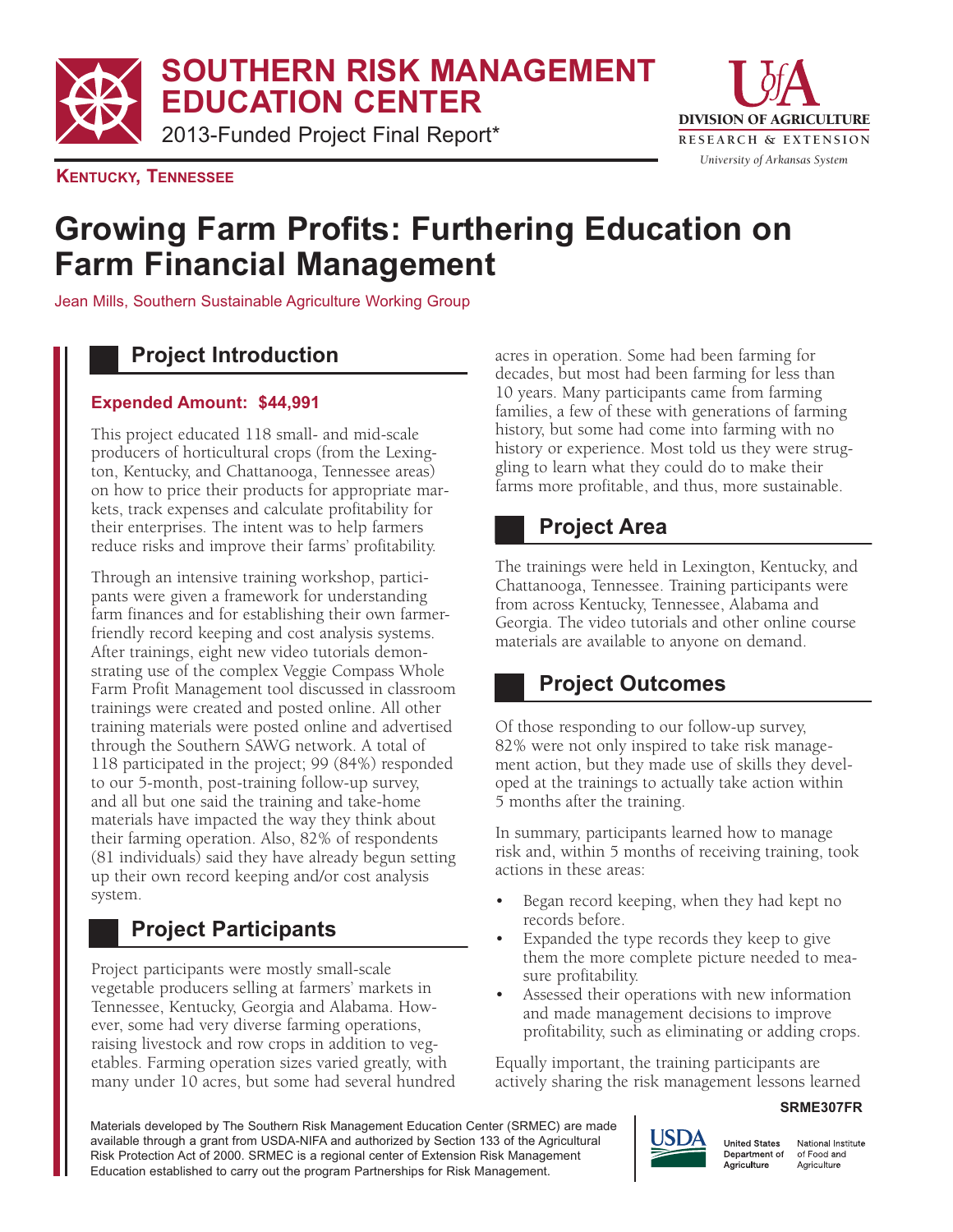# SOUTHERN RISK MANAGEMENT EDUCATION CENTER

2013-Funded Project Final Report*

**KENTUCKY, TENNESSEE**

# Growing Farm Profits: Furthering Education on Farm Financial Management

Jean Mills, Southern Sustainable Agriculture Working Group

## Project Introduction

**Expended Amount: $44,991**

This project educated 118 small- and mid-scale producers of horticultural crops (from the Lexington, Kentucky, and Chattanooga, Tennessee areas) on how to price their products for appropriate markets, track expenses and calculate profitability for their enterprises. The intent was to help farmers reduce risks and improve their farms' profitability.

Through an intensive training workshop, participants were given a framework for understanding farm finances and for establishing their own farmer-friendly record keeping and cost analysis systems. After trainings, eight new video tutorials demonstrating use of the complex Veggie Compass Whole Farm Profit Management tool discussed in classroom trainings were created and posted online. All other training materials were posted online and advertised through the Southern SAWG network. A total of 118 participated in the project; 99 (84%) responded to our 5-month, post-training follow-up survey, and all but one said the training and take-home materials have impacted the way they think about their farming operation. Also, 82% of respondents (81 individuals) said they have already begun setting up their own record keeping and/or cost analysis system.

## Project Participants

Project participants were mostly small-scale vegetable producers selling at farmers' markets in Tennessee, Kentucky, Georgia and Alabama. However, some had very diverse farming operations, raising livestock and row crops in addition to vegetables. Farming operation sizes varied greatly, with many under 10 acres, but some had several hundred acres in operation. Some had been farming for decades, but most had been farming for less than 10 years. Many participants came from farming families, a few of these with generations of farming history, but some had come into farming with no history or experience. Most told us they were struggling to learn what they could do to make their farms more profitable, and thus, more sustainable.

## Project Area

The trainings were held in Lexington, Kentucky, and Chattanooga, Tennessee. Training participants were from across Kentucky, Tennessee, Alabama and Georgia. The video tutorials and other online course materials are available to anyone on demand.

## Project Outcomes

Of those responding to our follow-up survey, 82% were not only inspired to take risk management action, but they made use of skills they developed at the trainings to actually take action within 5 months after the training.

In summary, participants learned how to manage risk and, within 5 months of receiving training, took actions in these areas:

- Began record keeping, when they had kept no records before.
- Expanded the type records they keep to give them the more complete picture needed to measure profitability.
- Assessed their operations with new information and made management decisions to improve profitability, such as eliminating or adding crops.

Equally important, the training participants are actively sharing the risk management lessons learned

SRME307FR

Materials developed by The Southern Risk Management Education Center (SRMEC) are made available through a grant from USDA-NIFA and authorized by Section 133 of the Agricultural Risk Protection Act of 2000. SRMEC is a regional center of Extension Risk Management Education established to carry out the program Partnerships for Risk Management.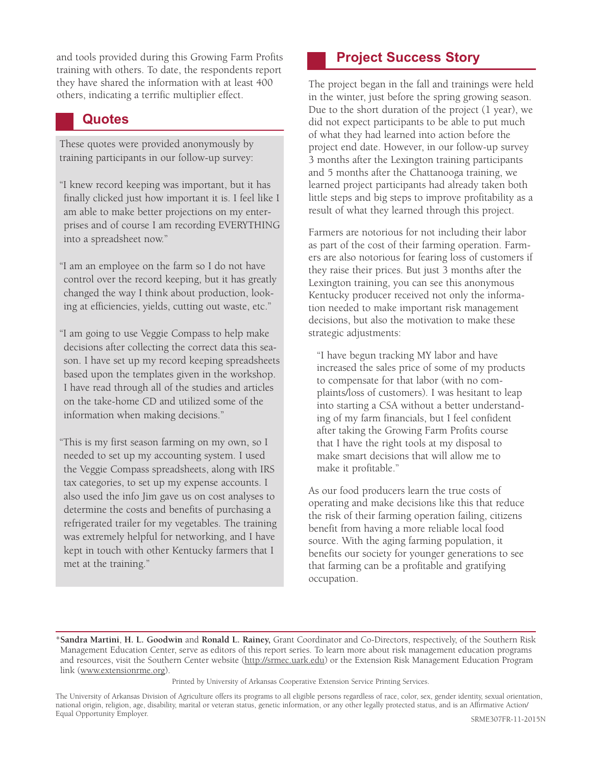and tools provided during this Growing Farm Profits training with others. To date, the respondents report they have shared the information with at least 400 others, indicating a terrific multiplier effect.

## Quotes

These quotes were provided anonymously by training participants in our follow-up survey:

"I knew record keeping was important, but it has finally clicked just how important it is. I feel like I am able to make better projections on my enterprises and of course I am recording EVERYTHING into a spreadsheet now."

"I am an employee on the farm so I do not have control over the record keeping, but it has greatly changed the way I think about production, looking at efficiencies, yields, cutting out waste, etc."

"I am going to use Veggie Compass to help make decisions after collecting the correct data this season. I have set up my record keeping spreadsheets based upon the templates given in the workshop. I have read through all of the studies and articles on the take-home CD and utilized some of the information when making decisions."

"This is my first season farming on my own, so I needed to set up my accounting system. I used the Veggie Compass spreadsheets, along with IRS tax categories, to set up my expense accounts. I also used the info Jim gave us on cost analyses to determine the costs and benefits of purchasing a refrigerated trailer for my vegetables. The training was extremely helpful for networking, and I have kept in touch with other Kentucky farmers that I met at the training."

## Project Success Story

The project began in the fall and trainings were held in the winter, just before the spring growing season. Due to the short duration of the project (1 year), we did not expect participants to be able to put much of what they had learned into action before the project end date. However, in our follow-up survey 3 months after the Lexington training participants and 5 months after the Chattanooga training, we learned project participants had already taken both little steps and big steps to improve profitability as a result of what they learned through this project.

Farmers are notorious for not including their labor as part of the cost of their farming operation. Farmers are also notorious for fearing loss of customers if they raise their prices. But just 3 months after the Lexington training, you can see this anonymous Kentucky producer received not only the information needed to make important risk management decisions, but also the motivation to make these strategic adjustments:

> "I have begun tracking MY labor and have increased the sales price of some of my products to compensate for that labor (with no complaints/loss of customers). I was hesitant to leap into starting a CSA without a better understanding of my farm financials, but I feel confident after taking the Growing Farm Profits course that I have the right tools at my disposal to make smart decisions that will allow me to make it profitable."

As our food producers learn the true costs of operating and make decisions like this that reduce the risk of their farming operation failing, citizens benefit from having a more reliable local food source. With the aging farming population, it benefits our society for younger generations to see that farming can be a profitable and gratifying occupation.

---

*__Sandra Martini__, __H. L. Goodwin__ and __Ronald L. Rainey__, Grant Coordinator and Co-Directors, respectively, of the Southern Risk Management Education Center, serve as editors of this report series. To learn more about risk management education programs and resources, visit the Southern Center website (http://srmec.uark.edu) or the Extension Risk Management Education Program link (www.extensionrme.org).

Printed by University of Arkansas Cooperative Extension Service Printing Services.

The University of Arkansas Division of Agriculture offers its programs to all eligible persons regardless of race, color, sex, gender identity, sexual orientation, national origin, religion, age, disability, marital or veteran status, genetic information, or any other legally protected status, and is an Affirmative Action/Equal Opportunity Employer.

SRME307FR-11-2015N